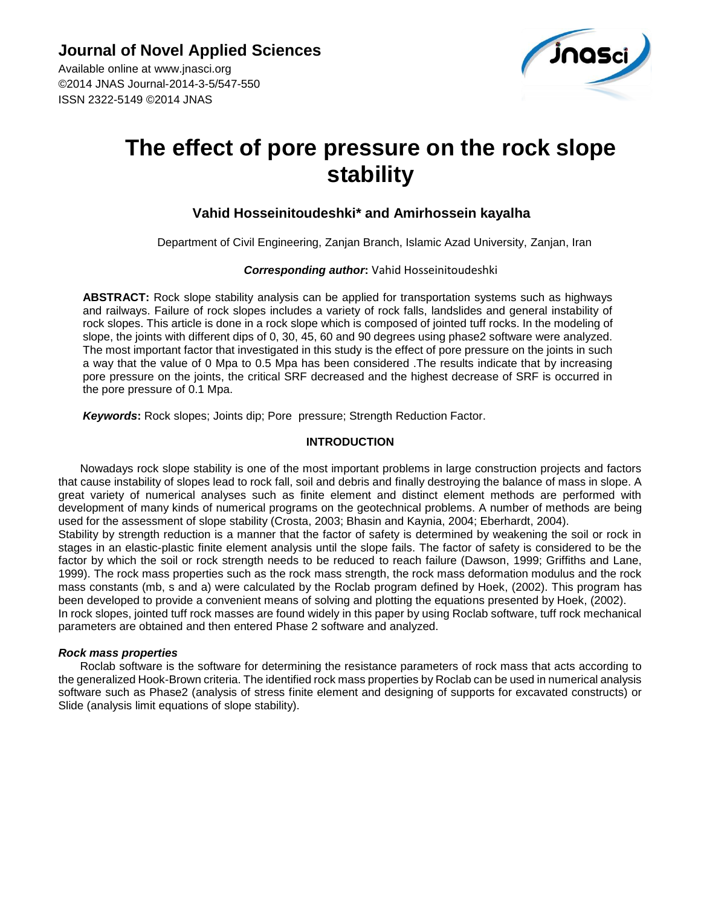# The effect of pore pressure on the rock slope stability

**Vahid Hosseinitoudeshki\* and Amirhossein kayalha**

Department of Civil Engineering, Zanjan Branch, Islamic Azad University, Zanjan, Iran

***Corresponding author*:** Vahid Hosseinitoudeshki

**ABSTRACT:** Rock slope stability analysis can be applied for transportation systems such as highways and railways. Failure of rock slopes includes a variety of rock falls, landslides and general instability of rock slopes. This article is done in a rock slope which is composed of jointed tuff rocks. In the modeling of slope, the joints with different dips of 0, 30, 45, 60 and 90 degrees using phase2 software were analyzed. The most important factor that investigated in this study is the effect of pore pressure on the joints in such a way that the value of 0 Mpa to 0.5 Mpa has been considered .The results indicate that by increasing pore pressure on the joints, the critical SRF decreased and the highest decrease of SRF is occurred in the pore pressure of 0.1 Mpa.

***Keywords*:** Rock slopes; Joints dip; Pore pressure; Strength Reduction Factor.

## INTRODUCTION

Nowadays rock slope stability is one of the most important problems in large construction projects and factors that cause instability of slopes lead to rock fall, soil and debris and finally destroying the balance of mass in slope. A great variety of numerical analyses such as finite element and distinct element methods are performed with development of many kinds of numerical programs on the geotechnical problems. A number of methods are being used for the assessment of slope stability (Crosta, 2003; Bhasin and Kaynia, 2004; Eberhardt, 2004).

Stability by strength reduction is a manner that the factor of safety is determined by weakening the soil or rock in stages in an elastic-plastic finite element analysis until the slope fails. The factor of safety is considered to be the factor by which the soil or rock strength needs to be reduced to reach failure (Dawson, 1999; Griffiths and Lane, 1999). The rock mass properties such as the rock mass strength, the rock mass deformation modulus and the rock mass constants (mb, s and a) were calculated by the Roclab program defined by Hoek, (2002). This program has been developed to provide a convenient means of solving and plotting the equations presented by Hoek, (2002).

In rock slopes, jointed tuff rock masses are found widely in this paper by using Roclab software, tuff rock mechanical parameters are obtained and then entered Phase 2 software and analyzed.

### *Rock mass properties*

Roclab software is the software for determining the resistance parameters of rock mass that acts according to the generalized Hook-Brown criteria. The identified rock mass properties by Roclab can be used in numerical analysis software such as Phase2 (analysis of stress finite element and designing of supports for excavated constructs) or Slide (analysis limit equations of slope stability).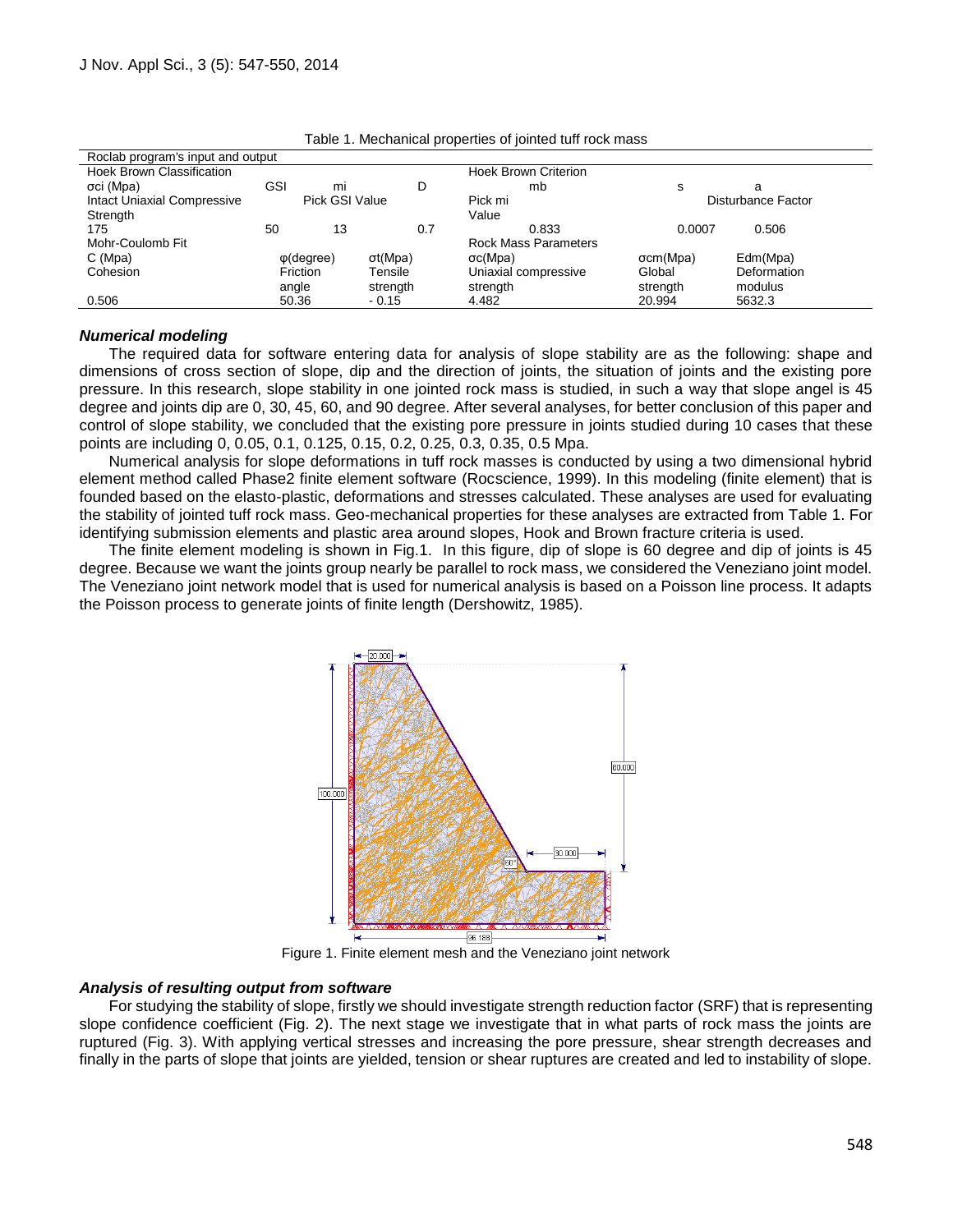Table 1. Mechanical properties of jointed tuff rock mass

| Roclab program's input and output | | | | | | |
|---|---|---|---|---|---|---|
| Hoek Brown Classification | | | | Hoek Brown Criterion | | |
| σci (Mpa) | GSI | mi | D | mb | s | a |
| Intact Uniaxial Compressive Strength | Pick GSI Value | | | Pick mi Value | Disturbance Factor | |
| 175 | 50 | 13 | 0.7 | 0.833 | 0.0007 | 0.506 |
| Mohr-Coulomb Fit | | | | Rock Mass Parameters | | |
| C (Mpa) | φ(degree) | | σt(Mpa) | σc(Mpa) | σcm(Mpa) | Edm(Mpa) |
| Cohesion | Friction angle | | Tensile strength | Uniaxial compressive strength | Global strength | Deformation modulus |
| 0.506 | 50.36 | | - 0.15 | 4.482 | 20.994 | 5632.3 |

### *Numerical modeling*

The required data for software entering data for analysis of slope stability are as the following: shape and dimensions of cross section of slope, dip and the direction of joints, the situation of joints and the existing pore pressure. In this research, slope stability in one jointed rock mass is studied, in such a way that slope angel is 45 degree and joints dip are 0, 30, 45, 60, and 90 degree. After several analyses, for better conclusion of this paper and control of slope stability, we concluded that the existing pore pressure in joints studied during 10 cases that these points are including 0, 0.05, 0.1, 0.125, 0.15, 0.2, 0.25, 0.3, 0.35, 0.5 Mpa.

Numerical analysis for slope deformations in tuff rock masses is conducted by using a two dimensional hybrid element method called Phase2 finite element software (Rocscience, 1999). In this modeling (finite element) that is founded based on the elasto-plastic, deformations and stresses calculated. These analyses are used for evaluating the stability of jointed tuff rock mass. Geo-mechanical properties for these analyses are extracted from Table 1. For identifying submission elements and plastic area around slopes, Hook and Brown fracture criteria is used.

The finite element modeling is shown in Fig.1. In this figure, dip of slope is 60 degree and dip of joints is 45 degree. Because we want the joints group nearly be parallel to rock mass, we considered the Veneziano joint model. The Veneziano joint network model that is used for numerical analysis is based on a Poisson line process. It adapts the Poisson process to generate joints of finite length (Dershowitz, 1985).

Figure 1. Finite element mesh and the Veneziano joint network

### *Analysis of resulting output from software*

For studying the stability of slope, firstly we should investigate strength reduction factor (SRF) that is representing slope confidence coefficient (Fig. 2). The next stage we investigate that in what parts of rock mass the joints are ruptured (Fig. 3). With applying vertical stresses and increasing the pore pressure, shear strength decreases and finally in the parts of slope that joints are yielded, tension or shear ruptures are created and led to instability of slope.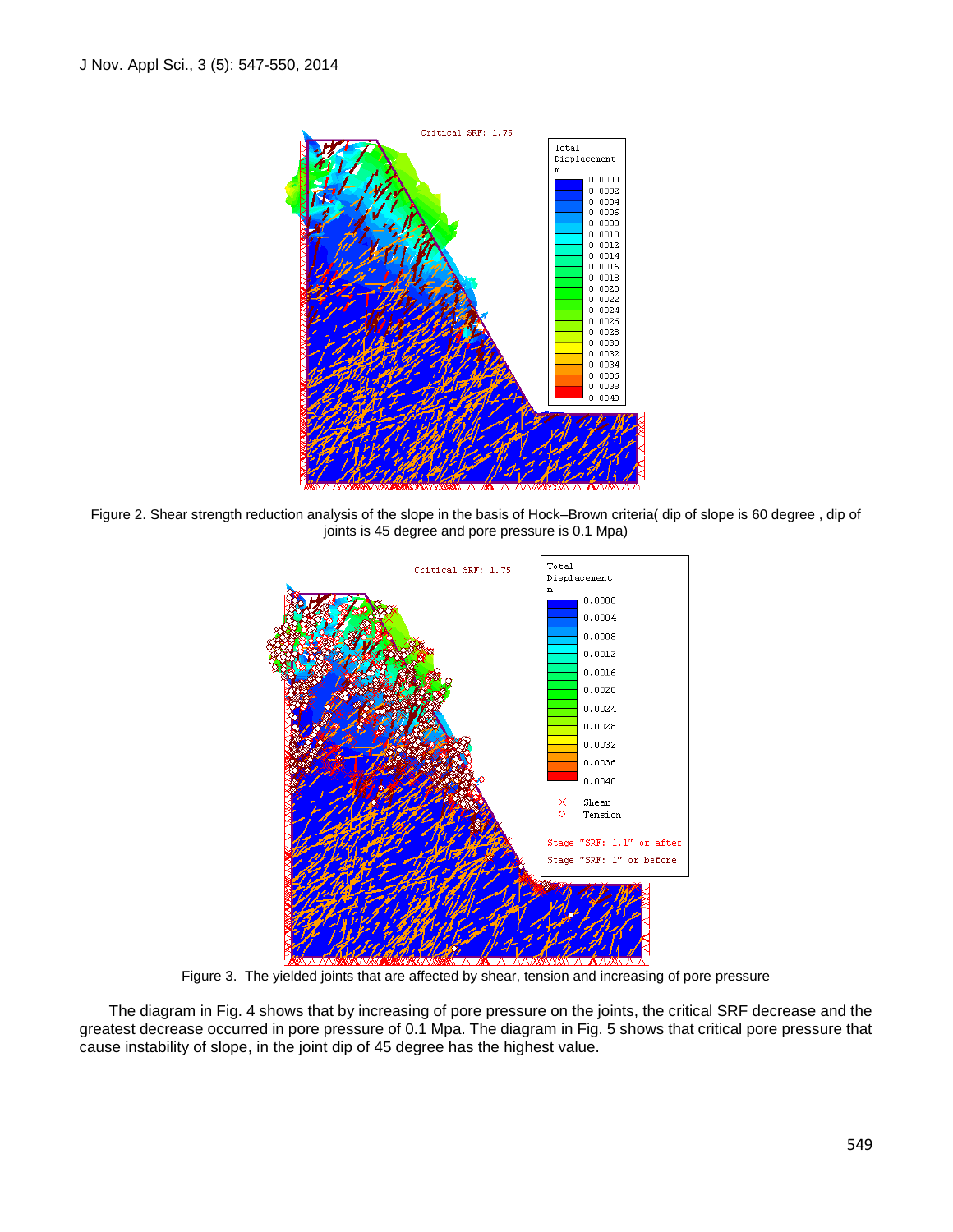Figure 2. Shear strength reduction analysis of the slope in the basis of Hock–Brown criteria( dip of slope is 60 degree , dip of joints is 45 degree and pore pressure is 0.1 Mpa)

Figure 3. The yielded joints that are affected by shear, tension and increasing of pore pressure

The diagram in Fig. 4 shows that by increasing of pore pressure on the joints, the critical SRF decrease and the greatest decrease occurred in pore pressure of 0.1 Mpa. The diagram in Fig. 5 shows that critical pore pressure that cause instability of slope, in the joint dip of 45 degree has the highest value.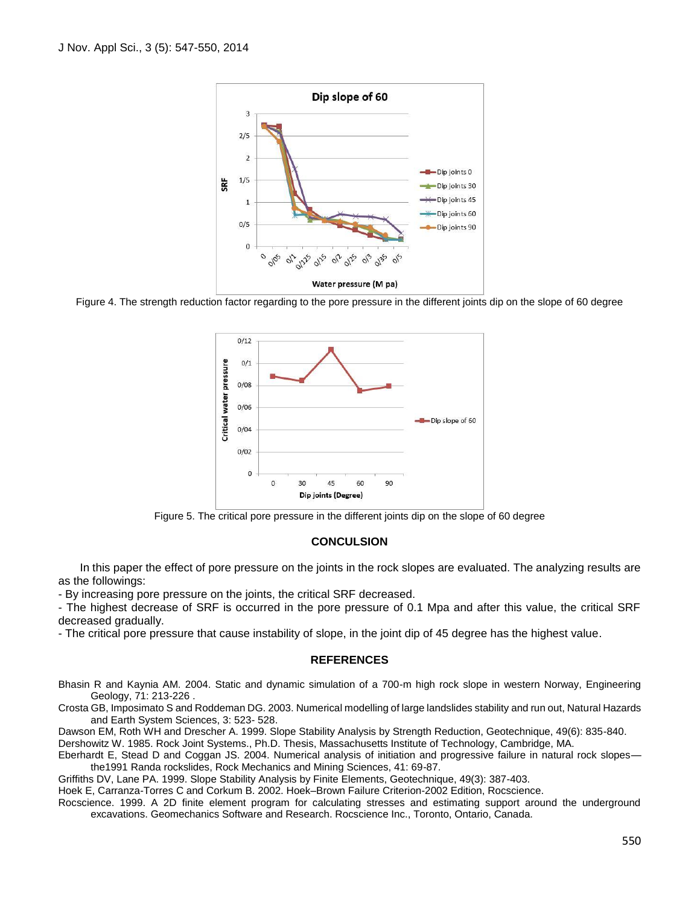Dip slope of 60

3
2/5
2
1/5
1
0/5
0

SRF

0
0/05
0/1
0/125
0/15
0/2
0/25
0/3
0/35
0/5

Water pressure (M pa)

Dip joints 0
Dip joints 30
Dip joints 45
Dip joints 60
Dip joints 90

Figure 4. The strength reduction factor regarding to the pore pressure in the different joints dip on the slope of 60 degree

0/12
0/1
0/08
0/06
0/04
0/02
0

Critical water pressure

0
30
45
60
90

Dip joints (Degree)

Dip slope of 60

Figure 5. The critical pore pressure in the different joints dip on the slope of 60 degree

## CONCULSION

In this paper the effect of pore pressure on the joints in the rock slopes are evaluated. The analyzing results are as the followings:

- By increasing pore pressure on the joints, the critical SRF decreased.
- The highest decrease of SRF is occurred in the pore pressure of 0.1 Mpa and after this value, the critical SRF decreased gradually.
- The critical pore pressure that cause instability of slope, in the joint dip of 45 degree has the highest value.

## REFERENCES

Bhasin R and Kaynia AM. 2004. Static and dynamic simulation of a 700-m high rock slope in western Norway, Engineering Geology, 71: 213-226 .

Crosta GB, Imposimato S and Roddeman DG. 2003. Numerical modelling of large landslides stability and run out, Natural Hazards and Earth System Sciences, 3: 523- 528.

Dawson EM, Roth WH and Drescher A. 1999. Slope Stability Analysis by Strength Reduction, Geotechnique, 49(6): 835-840.

Dershowitz W. 1985. Rock Joint Systems., Ph.D. Thesis, Massachusetts Institute of Technology, Cambridge, MA.

Eberhardt E, Stead D and Coggan JS. 2004. Numerical analysis of initiation and progressive failure in natural rock slopes—the1991 Randa rockslides, Rock Mechanics and Mining Sciences, 41: 69-87.

Griffiths DV, Lane PA. 1999. Slope Stability Analysis by Finite Elements, Geotechnique, 49(3): 387-403.

Hoek E, Carranza-Torres C and Corkum B. 2002. Hoek–Brown Failure Criterion-2002 Edition, Rocscience.

Rocscience. 1999. A 2D finite element program for calculating stresses and estimating support around the underground excavations. Geomechanics Software and Research. Rocscience Inc., Toronto, Ontario, Canada.